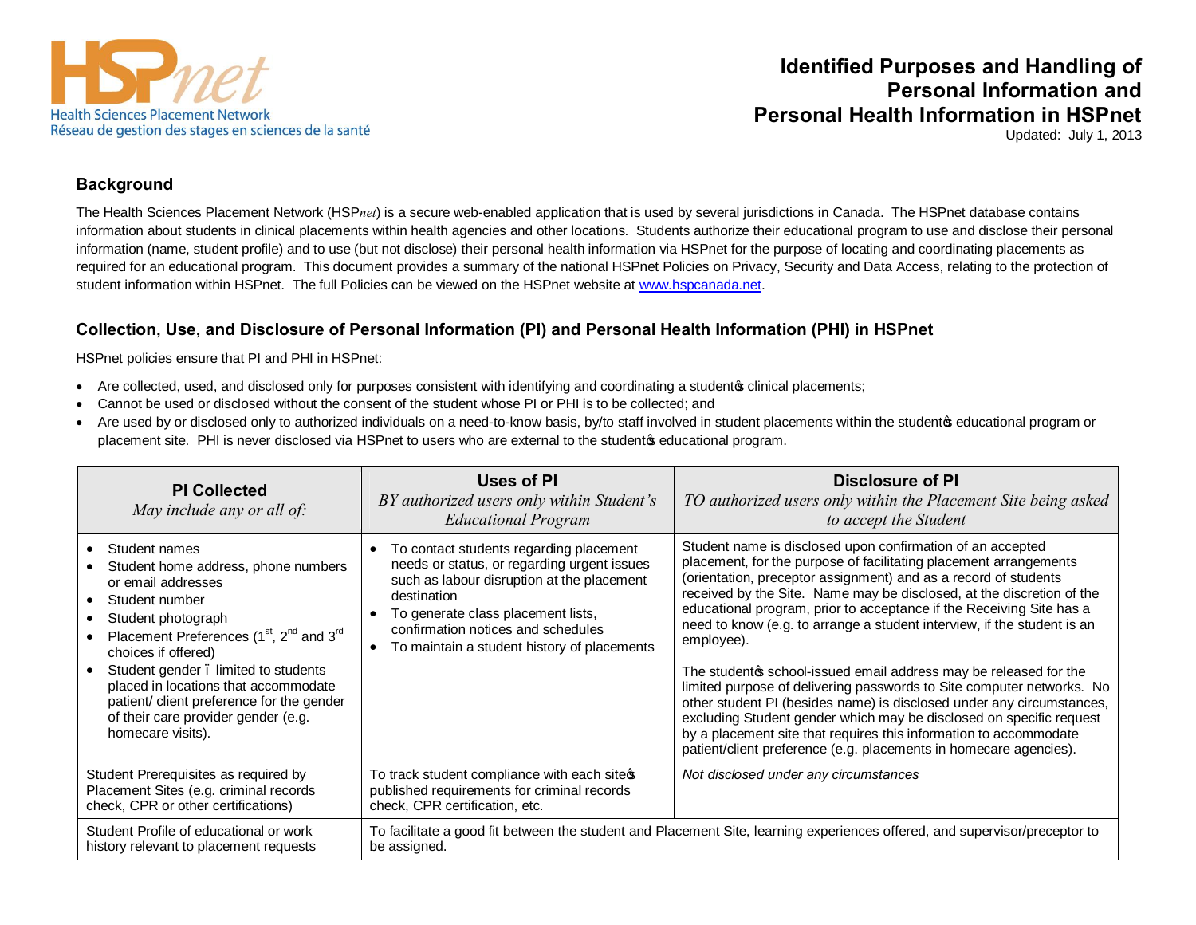HSPnet

Health Sciences Placement Network
Réseau de gestion des stages en sciences de la santé

# Identified Purposes and Handling of Personal Information and Personal Health Information in HSPnet

Updated: July 1, 2013

## Background

The Health Sciences Placement Network (HSP*net*) is a secure web-enabled application that is used by several jurisdictions in Canada. The HSPnet database contains information about students in clinical placements within health agencies and other locations. Students authorize their educational program to use and disclose their personal information (name, student profile) and to use (but not disclose) their personal health information via HSPnet for the purpose of locating and coordinating placements as required for an educational program. This document provides a summary of the national HSPnet Policies on Privacy, Security and Data Access, relating to the protection of student information within HSPnet. The full Policies can be viewed on the HSPnet website at www.hspcanada.net.

## Collection, Use, and Disclosure of Personal Information (PI) and Personal Health Information (PHI) in HSPnet

HSPnet policies ensure that PI and PHI in HSPnet:

- Are collected, used, and disclosed only for purposes consistent with identifying and coordinating a student's clinical placements;
- Cannot be used or disclosed without the consent of the student whose PI or PHI is to be collected; and
- Are used by or disclosed only to authorized individuals on a need-to-know basis, by/to staff involved in student placements within the student's educational program or placement site. PHI is never disclosed via HSPnet to users who are external to the student's educational program.

| **PI Collected**<br>*May include any or all of:* | **Uses of PI**<br>*BY authorized users only within Student's Educational Program* | **Disclosure of PI**<br>*TO authorized users only within the Placement Site being asked to accept the Student* |
|---|---|---|
| • Student names<br>• Student home address, phone numbers or email addresses<br>• Student number<br>• Student photograph<br>• Placement Preferences (1st, 2nd and 3rd choices if offered)<br>• Student gender – limited to students placed in locations that accommodate patient/ client preference for the gender of their care provider gender (e.g. homecare visits). | • To contact students regarding placement needs or status, or regarding urgent issues such as labour disruption at the placement destination<br>• To generate class placement lists, confirmation notices and schedules<br>• To maintain a student history of placements | Student name is disclosed upon confirmation of an accepted placement, for the purpose of facilitating placement arrangements (orientation, preceptor assignment) and as a record of students received by the Site. Name may be disclosed, at the discretion of the educational program, prior to acceptance if the Receiving Site has a need to know (e.g. to arrange a student interview, if the student is an employee).<br><br>The student's school-issued email address may be released for the limited purpose of delivering passwords to Site computer networks. No other student PI (besides name) is disclosed under any circumstances, excluding Student gender which may be disclosed on specific request by a placement site that requires this information to accommodate patient/client preference (e.g. placements in homecare agencies). |
| Student Prerequisites as required by Placement Sites (e.g. criminal records check, CPR or other certifications) | To track student compliance with each site's published requirements for criminal records check, CPR certification, etc. | *Not disclosed under any circumstances* |
| Student Profile of educational or work history relevant to placement requests | To facilitate a good fit between the student and Placement Site, learning experiences offered, and supervisor/preceptor to be assigned. | |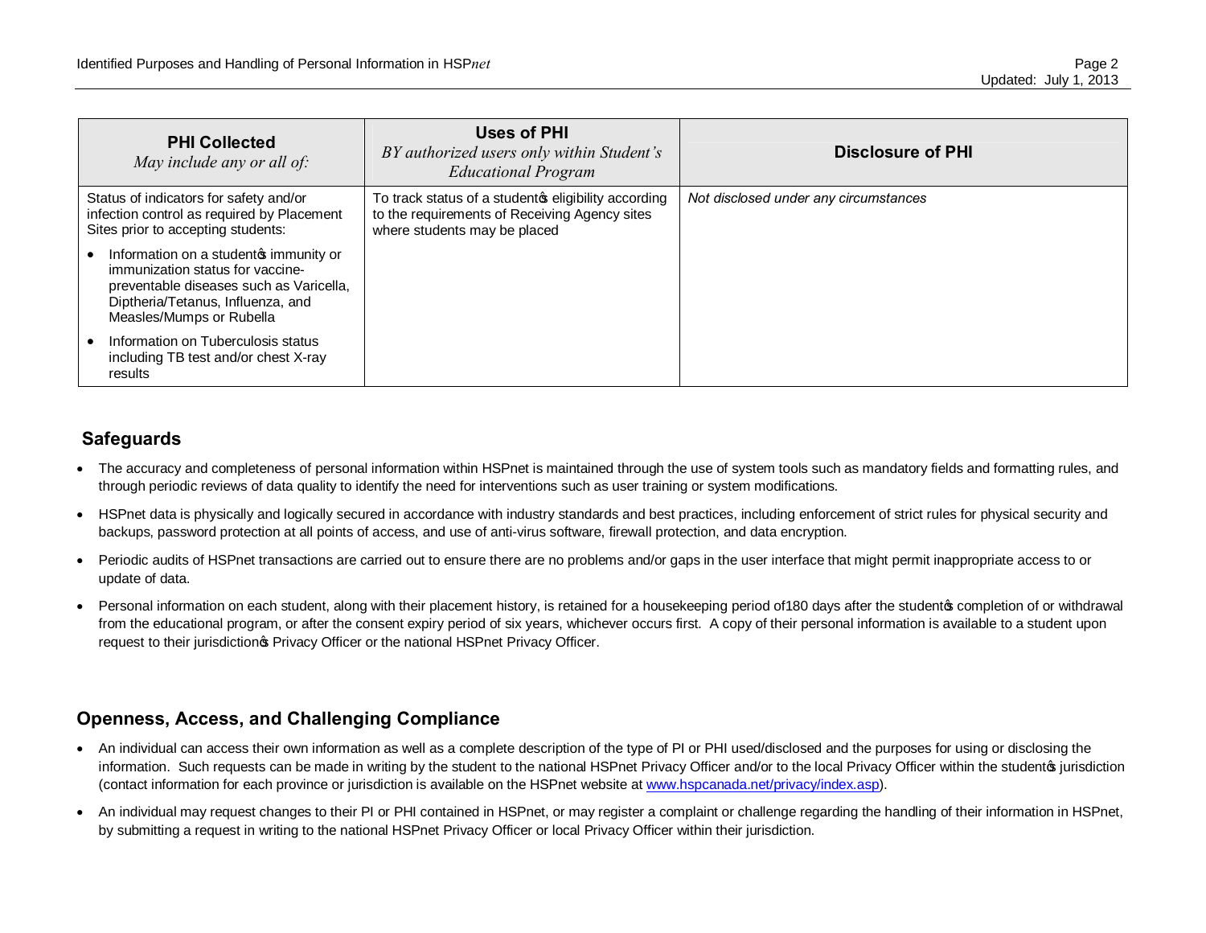| **PHI Collected**<br>*May include any or all of:* | **Uses of PHI**<br>*BY authorized users only within Student's Educational Program* | **Disclosure of PHI** |
| --- | --- | --- |
| Status of indicators for safety and/or infection control as required by Placement Sites prior to accepting students:<br>• Information on a student's immunity or immunization status for vaccine-preventable diseases such as Varicella, Diptheria/Tetanus, Influenza, and Measles/Mumps or Rubella<br>• Information on Tuberculosis status including TB test and/or chest X-ray results | To track status of a student's eligibility according to the requirements of Receiving Agency sites where students may be placed | *Not disclosed under any circumstances* |

## Safeguards

- The accuracy and completeness of personal information within HSPnet is maintained through the use of system tools such as mandatory fields and formatting rules, and through periodic reviews of data quality to identify the need for interventions such as user training or system modifications.
- HSPnet data is physically and logically secured in accordance with industry standards and best practices, including enforcement of strict rules for physical security and backups, password protection at all points of access, and use of anti-virus software, firewall protection, and data encryption.
- Periodic audits of HSPnet transactions are carried out to ensure there are no problems and/or gaps in the user interface that might permit inappropriate access to or update of data.
- Personal information on each student, along with their placement history, is retained for a housekeeping period of180 days after the student's completion of or withdrawal from the educational program, or after the consent expiry period of six years, whichever occurs first. A copy of their personal information is available to a student upon request to their jurisdiction's Privacy Officer or the national HSPnet Privacy Officer.

## Openness, Access, and Challenging Compliance

- An individual can access their own information as well as a complete description of the type of PI or PHI used/disclosed and the purposes for using or disclosing the information. Such requests can be made in writing by the student to the national HSPnet Privacy Officer and/or to the local Privacy Officer within the student's jurisdiction (contact information for each province or jurisdiction is available on the HSPnet website at [www.hspcanada.net/privacy/index.asp](www.hspcanada.net/privacy/index.asp)).
- An individual may request changes to their PI or PHI contained in HSPnet, or may register a complaint or challenge regarding the handling of their information in HSPnet, by submitting a request in writing to the national HSPnet Privacy Officer or local Privacy Officer within their jurisdiction.